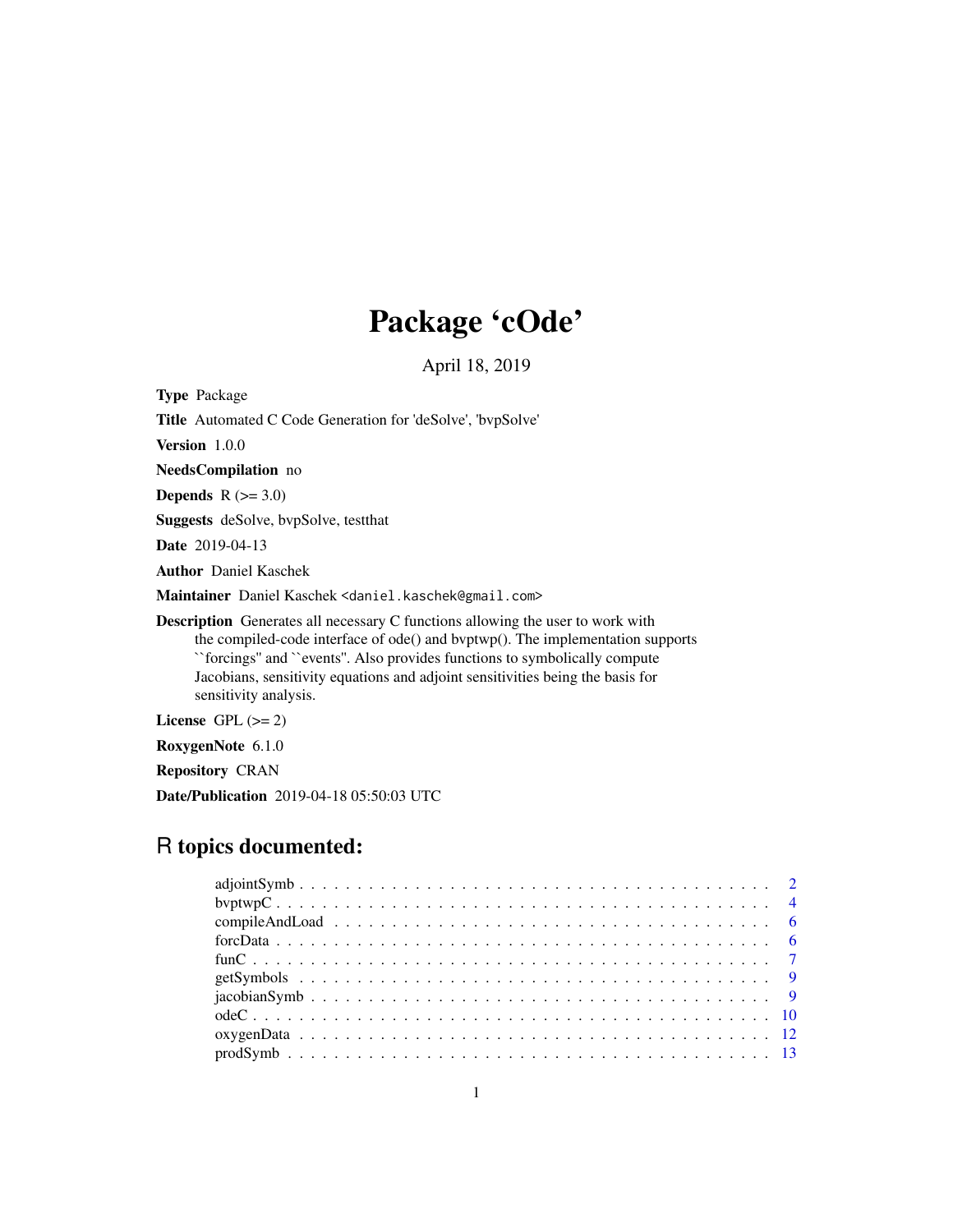# Package 'cOde'

April 18, 2019

**Type** Package

**Title** Automated C Code Generation for 'deSolve', 'bvpSolve'

**Version** 1.0.0

**NeedsCompilation** no

**Depends** R (>= 3.0)

**Suggests** deSolve, bvpSolve, testthat

**Date** 2019-04-13

**Author** Daniel Kaschek

**Maintainer** Daniel Kaschek <daniel.kaschek@gmail.com>

**Description** Generates all necessary C functions allowing the user to work with the compiled-code interface of ode() and bvptwp(). The implementation supports ``forcings'' and ``events''. Also provides functions to symbolically compute Jacobians, sensitivity equations and adjoint sensitivities being the basis for sensitivity analysis.

**License** GPL (>= 2)

**RoxygenNote** 6.1.0

**Repository** CRAN

**Date/Publication** 2019-04-18 05:50:03 UTC

## R topics documented:

| | |
|---|---|
| adjointSymb | 2 |
| bvptwpC | 4 |
| compileAndLoad | 6 |
| forcData | 6 |
| funC | 7 |
| getSymbols | 9 |
| jacobianSymb | 9 |
| odeC | 10 |
| oxygenData | 12 |
| prodSymb | 13 |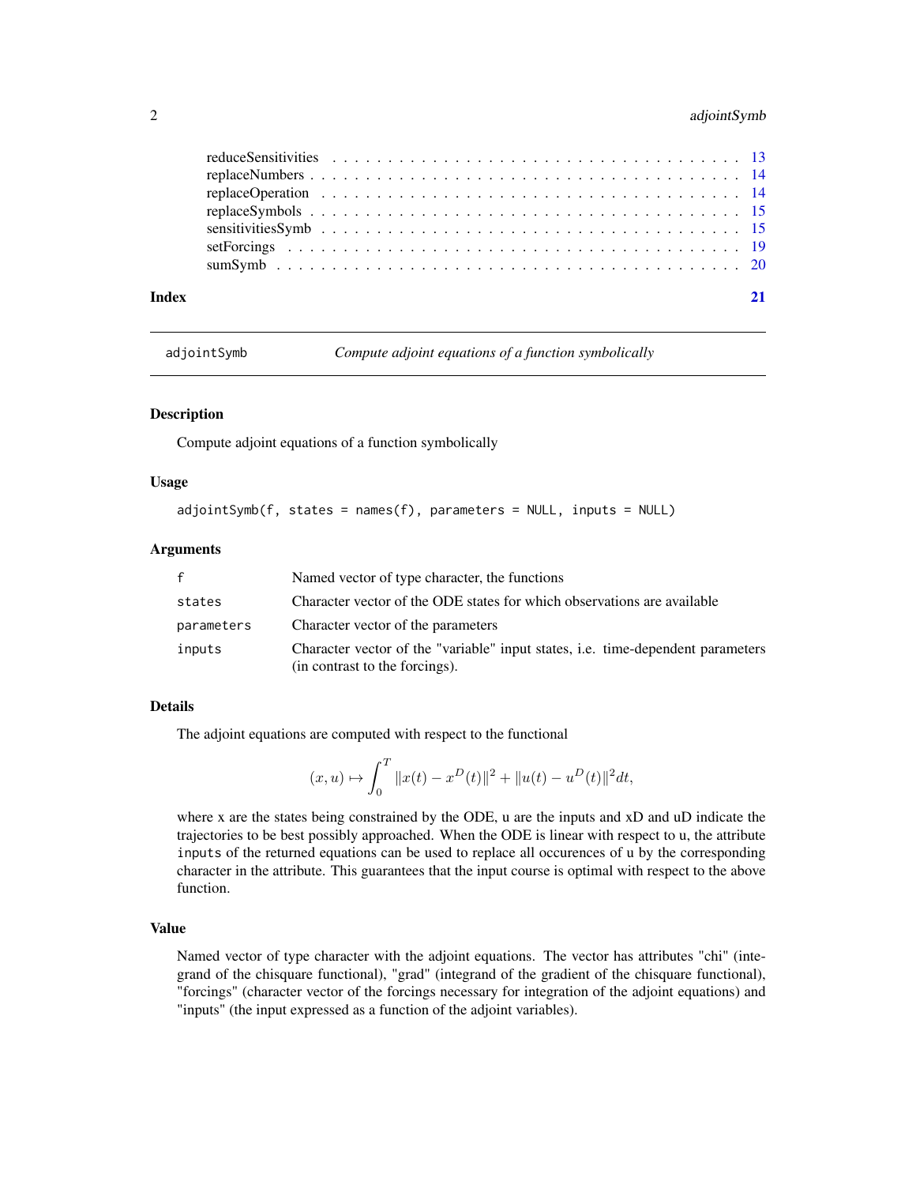| | |
|---|---|
| reduceSensitivities | 13 |
| replaceNumbers | 14 |
| replaceOperation | 14 |
| replaceSymbols | 15 |
| sensitivitiesSymb | 15 |
| setForcings | 19 |
| sumSymb | 20 |

**Index** 21

---

## adjointSymb — *Compute adjoint equations of a function symbolically*

### Description

Compute adjoint equations of a function symbolically

### Usage

```
adjointSymb(f, states = names(f), parameters = NULL, inputs = NULL)
```

### Arguments

| | |
|---|---|
| `f` | Named vector of type character, the functions |
| `states` | Character vector of the ODE states for which observations are available |
| `parameters` | Character vector of the parameters |
| `inputs` | Character vector of the "variable" input states, i.e. time-dependent parameters (in contrast to the forcings). |

### Details

The adjoint equations are computed with respect to the functional

$$(x, u) \mapsto \int_0^T \|x(t) - x^D(t)\|^2 + \|u(t) - u^D(t)\|^2 dt,$$

where x are the states being constrained by the ODE, u are the inputs and xD and uD indicate the trajectories to be best possibly approached. When the ODE is linear with respect to u, the attribute `inputs` of the returned equations can be used to replace all occurences of u by the corresponding character in the attribute. This guarantees that the input course is optimal with respect to the above function.

### Value

Named vector of type character with the adjoint equations. The vector has attributes "chi" (integrand of the chisquare functional), "grad" (integrand of the gradient of the chisquare functional), "forcings" (character vector of the forcings necessary for integration of the adjoint equations) and "inputs" (the input expressed as a function of the adjoint variables).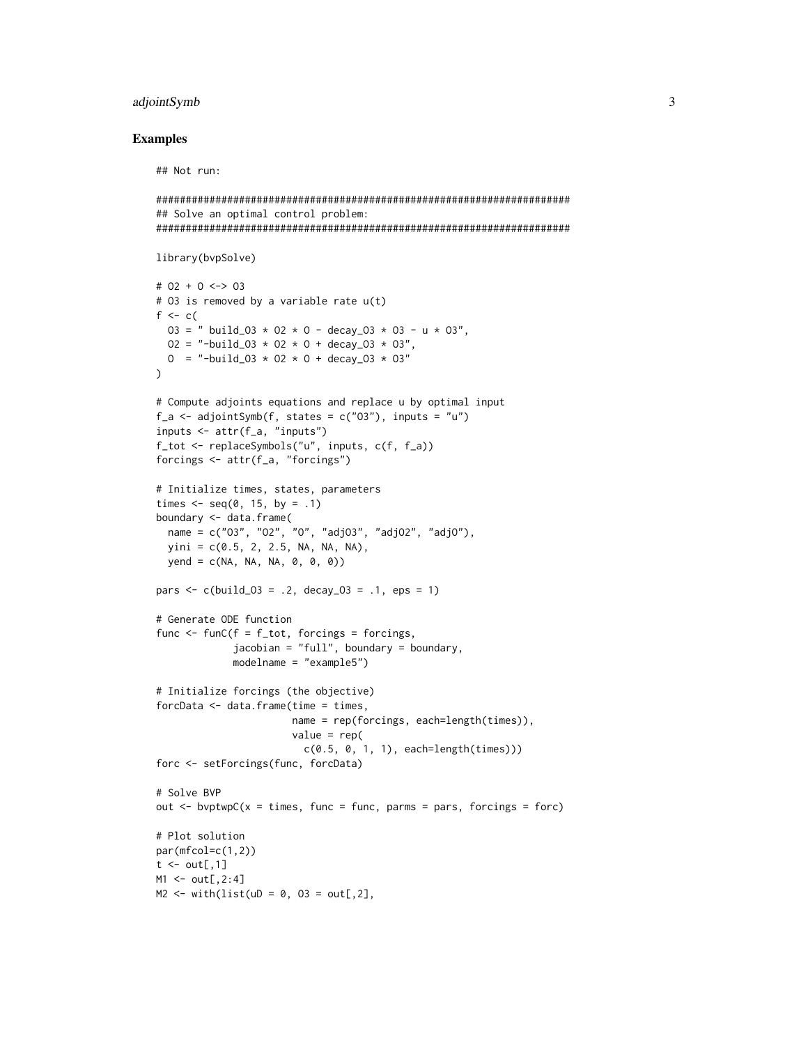### Examples

```
## Not run:

######################################################################
## Solve an optimal control problem:
######################################################################

library(bvpSolve)

# O2 + O <-> O3
# O3 is removed by a variable rate u(t)
f <- c(
  O3 = " build_O3 * O2 * O - decay_O3 * O3 - u * O3",
  O2 = "-build_O3 * O2 * O + decay_O3 * O3",
  O  = "-build_O3 * O2 * O + decay_O3 * O3"
)

# Compute adjoints equations and replace u by optimal input
f_a <- adjointSymb(f, states = c("O3"), inputs = "u")
inputs <- attr(f_a, "inputs")
f_tot <- replaceSymbols("u", inputs, c(f, f_a))
forcings <- attr(f_a, "forcings")

# Initialize times, states, parameters
times <- seq(0, 15, by = .1)
boundary <- data.frame(
  name = c("O3", "O2", "O", "adjO3", "adjO2", "adjO"),
  yini = c(0.5, 2, 2.5, NA, NA, NA),
  yend = c(NA, NA, NA, 0, 0, 0))

pars <- c(build_O3 = .2, decay_O3 = .1, eps = 1)

# Generate ODE function
func <- funC(f = f_tot, forcings = forcings,
             jacobian = "full", boundary = boundary,
             modelname = "example5")

# Initialize forcings (the objective)
forcData <- data.frame(time = times,
                       name = rep(forcings, each=length(times)),
                       value = rep(
                         c(0.5, 0, 1, 1), each=length(times)))
forc <- setForcings(func, forcData)

# Solve BVP
out <- bvptwpC(x = times, func = func, parms = pars, forcings = forc)

# Plot solution
par(mfcol=c(1,2))
t <- out[,1]
M1 <- out[,2:4]
M2 <- with(list(uD = 0, O3 = out[,2],
```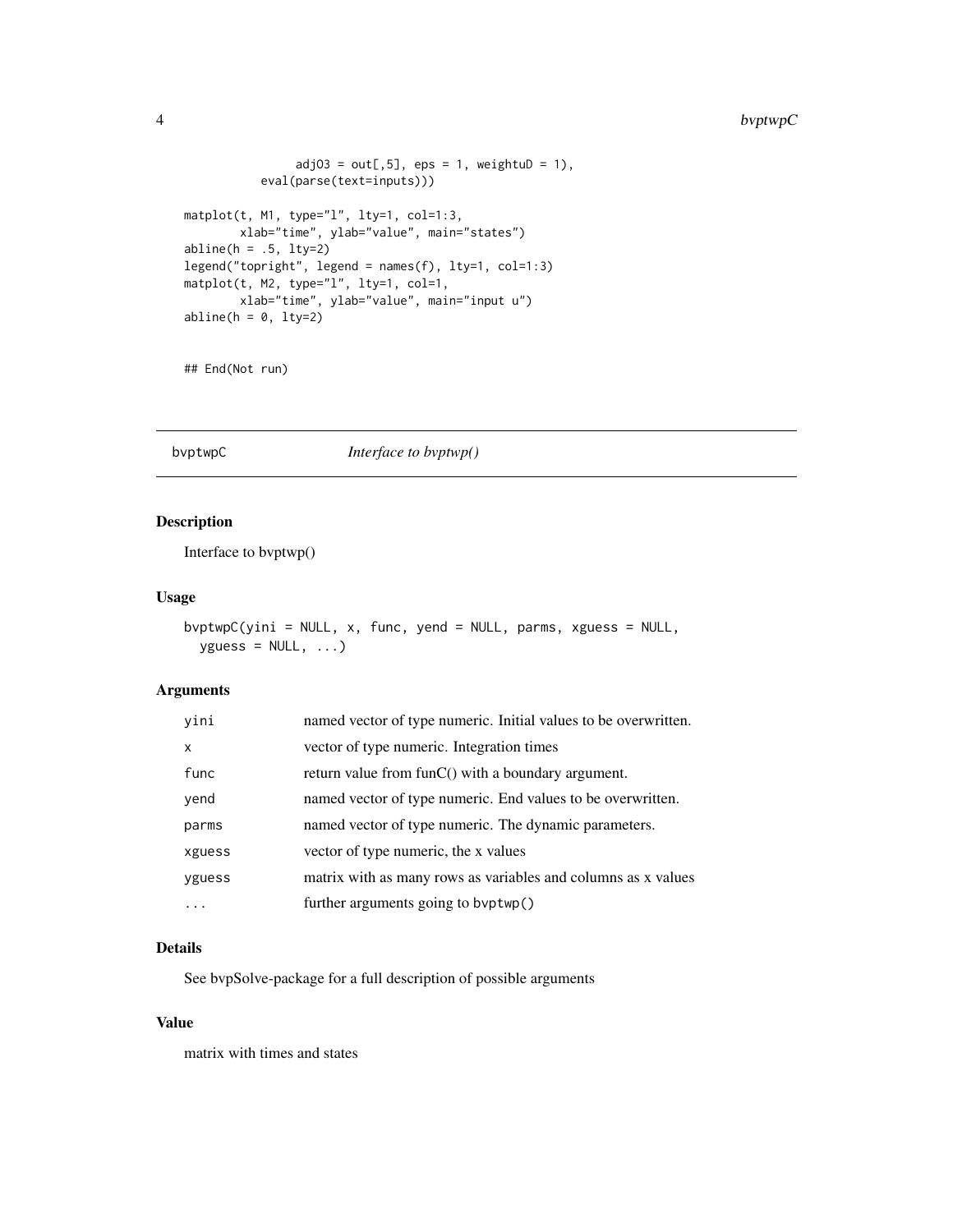```
              adjO3 = out[,5], eps = 1, weightuD = 1),
          eval(parse(text=inputs)))

matplot(t, M1, type="l", lty=1, col=1:3,
        xlab="time", ylab="value", main="states")
abline(h = .5, lty=2)
legend("topright", legend = names(f), lty=1, col=1:3)
matplot(t, M2, type="l", lty=1, col=1,
        xlab="time", ylab="value", main="input u")
abline(h = 0, lty=2)


## End(Not run)
```

---

bvptwpC *Interface to bvptwp()*

---

## Description

Interface to bvptwp()

## Usage

```
bvptwpC(yini = NULL, x, func, yend = NULL, parms, xguess = NULL,
  yguess = NULL, ...)
```

## Arguments

| | |
|---|---|
| yini | named vector of type numeric. Initial values to be overwritten. |
| x | vector of type numeric. Integration times |
| func | return value from funC() with a boundary argument. |
| yend | named vector of type numeric. End values to be overwritten. |
| parms | named vector of type numeric. The dynamic parameters. |
| xguess | vector of type numeric, the x values |
| yguess | matrix with as many rows as variables and columns as x values |
| ... | further arguments going to bvptwp() |

## Details

See bvpSolve-package for a full description of possible arguments

## Value

matrix with times and states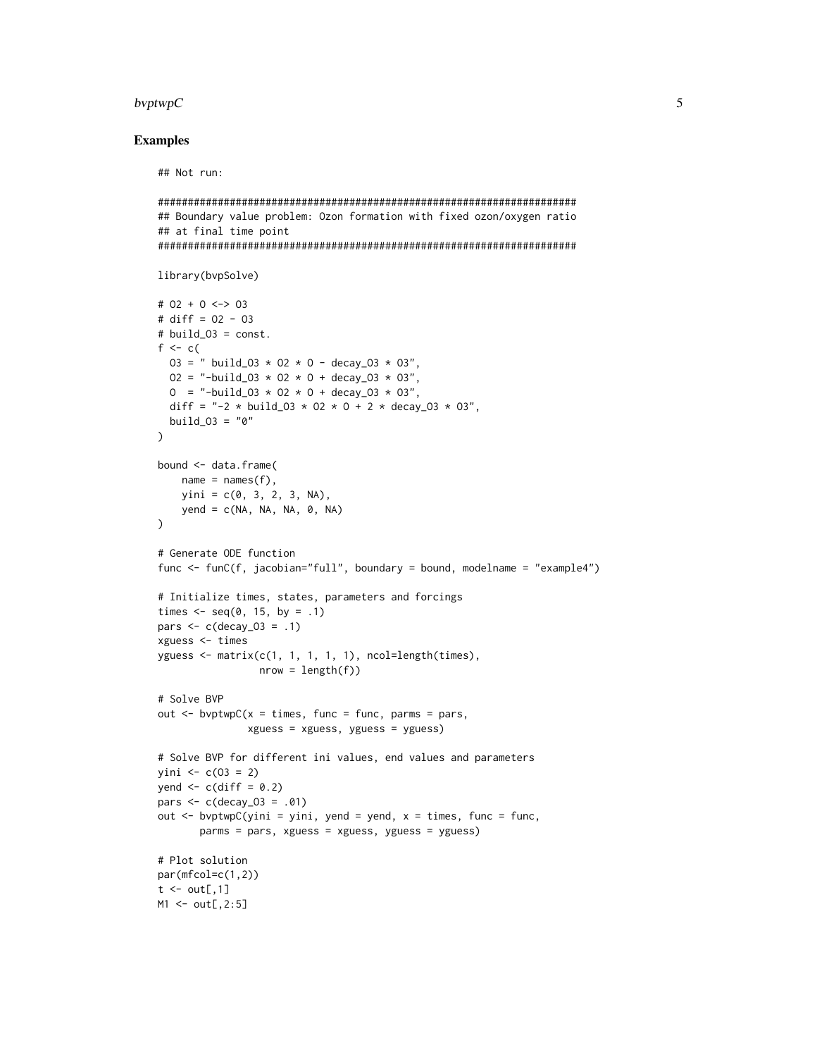### Examples

```
## Not run:

######################################################################
## Boundary value problem: Ozon formation with fixed ozon/oxygen ratio
## at final time point
######################################################################

library(bvpSolve)

# O2 + O <-> O3
# diff = O2 - O3
# build_O3 = const.
f <- c(
  O3 = " build_O3 * O2 * O - decay_O3 * O3",
  O2 = "-build_O3 * O2 * O + decay_O3 * O3",
  O  = "-build_O3 * O2 * O + decay_O3 * O3",
  diff = "-2 * build_O3 * O2 * O + 2 * decay_O3 * O3",
  build_O3 = "0"
)

bound <- data.frame(
    name = names(f),
    yini = c(0, 3, 2, 3, NA),
    yend = c(NA, NA, NA, 0, NA)
)

# Generate ODE function
func <- funC(f, jacobian="full", boundary = bound, modelname = "example4")

# Initialize times, states, parameters and forcings
times <- seq(0, 15, by = .1)
pars <- c(decay_O3 = .1)
xguess <- times
yguess <- matrix(c(1, 1, 1, 1, 1), ncol=length(times),
                 nrow = length(f))

# Solve BVP
out <- bvptwpC(x = times, func = func, parms = pars,
               xguess = xguess, yguess = yguess)

# Solve BVP for different ini values, end values and parameters
yini <- c(O3 = 2)
yend <- c(diff = 0.2)
pars <- c(decay_O3 = .01)
out <- bvptwpC(yini = yini, yend = yend, x = times, func = func,
       parms = pars, xguess = xguess, yguess = yguess)

# Plot solution
par(mfcol=c(1,2))
t <- out[,1]
M1 <- out[,2:5]
```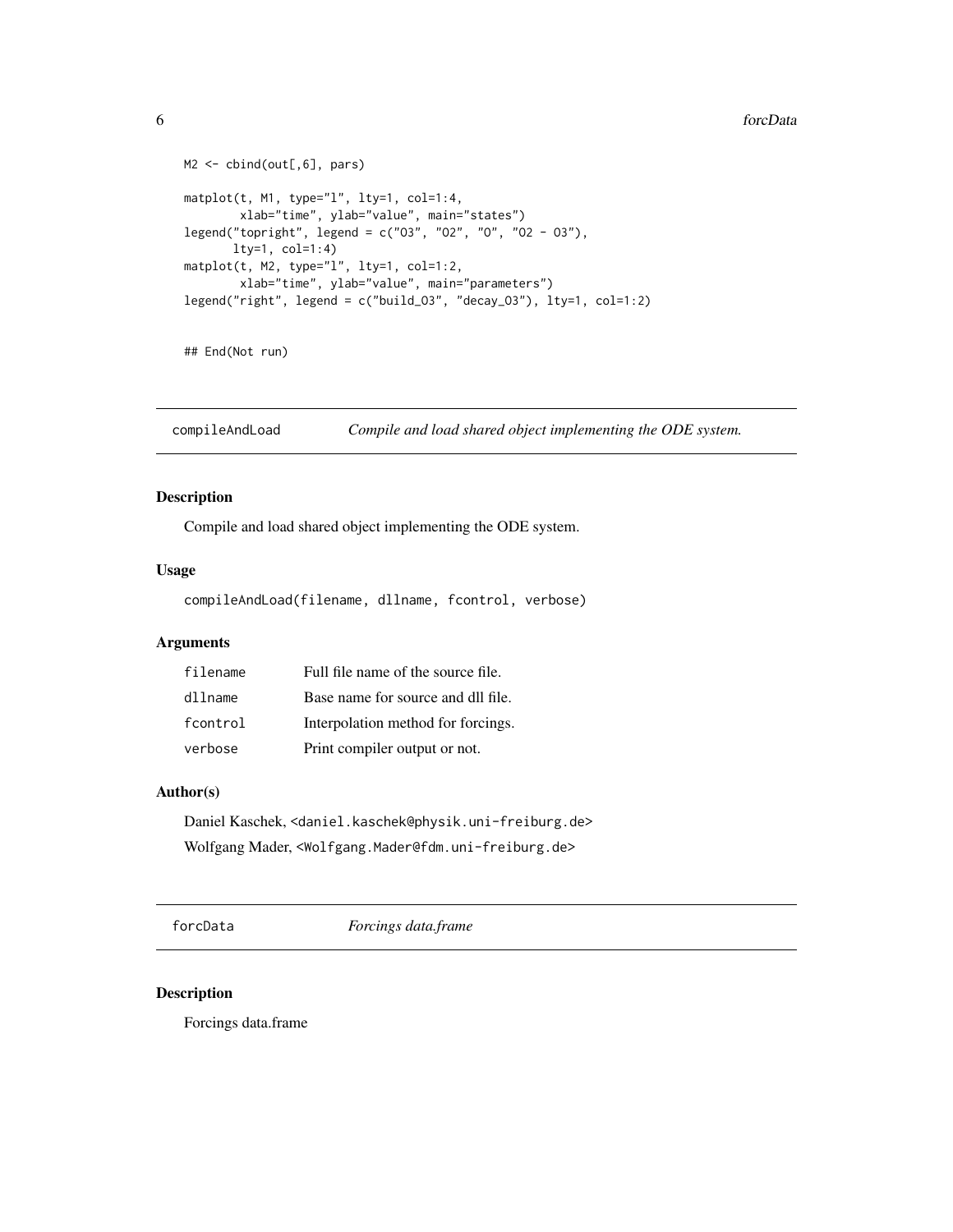```
M2 <- cbind(out[,6], pars)

matplot(t, M1, type="l", lty=1, col=1:4,
        xlab="time", ylab="value", main="states")
legend("topright", legend = c("O3", "O2", "O", "O2 - O3"),
       lty=1, col=1:4)
matplot(t, M2, type="l", lty=1, col=1:2,
        xlab="time", ylab="value", main="parameters")
legend("right", legend = c("build_O3", "decay_O3"), lty=1, col=1:2)


## End(Not run)
```

## compileAndLoad — *Compile and load shared object implementing the ODE system.*

### Description

Compile and load shared object implementing the ODE system.

### Usage

```
compileAndLoad(filename, dllname, fcontrol, verbose)
```

### Arguments

| | |
|---|---|
| filename | Full file name of the source file. |
| dllname | Base name for source and dll file. |
| fcontrol | Interpolation method for forcings. |
| verbose | Print compiler output or not. |

### Author(s)

Daniel Kaschek, <daniel.kaschek@physik.uni-freiburg.de>
Wolfgang Mader, <Wolfgang.Mader@fdm.uni-freiburg.de>

## forcData — *Forcings data.frame*

### Description

Forcings data.frame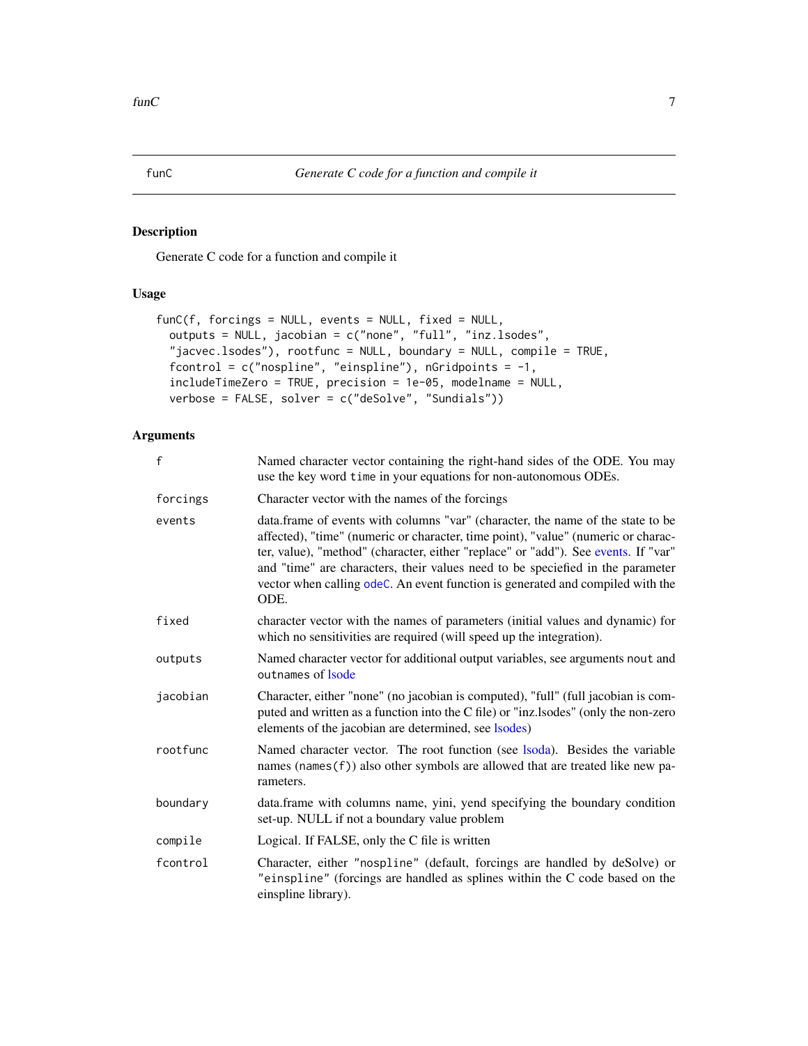## funC — Generate C code for a function and compile it

### Description

Generate C code for a function and compile it

### Usage

```
funC(f, forcings = NULL, events = NULL, fixed = NULL,
  outputs = NULL, jacobian = c("none", "full", "inz.lsodes",
  "jacvec.lsodes"), rootfunc = NULL, boundary = NULL, compile = TRUE,
  fcontrol = c("nospline", "einspline"), nGridpoints = -1,
  includeTimeZero = TRUE, precision = 1e-05, modelname = NULL,
  verbose = FALSE, solver = c("deSolve", "Sundials"))
```

### Arguments

| Argument | Description |
|---|---|
| `f` | Named character vector containing the right-hand sides of the ODE. You may use the key word `time` in your equations for non-autonomous ODEs. |
| `forcings` | Character vector with the names of the forcings |
| `events` | data.frame of events with columns "var" (character, the name of the state to be affected), "time" (numeric or character, time point), "value" (numeric or character, value), "method" (character, either "replace" or "add"). See events. If "var" and "time" are characters, their values need to be speciefied in the parameter vector when calling `odeC`. An event function is generated and compiled with the ODE. |
| `fixed` | character vector with the names of parameters (initial values and dynamic) for which no sensitivities are required (will speed up the integration). |
| `outputs` | Named character vector for additional output variables, see arguments `nout` and `outnames` of lsode |
| `jacobian` | Character, either "none" (no jacobian is computed), "full" (full jacobian is computed and written as a function into the C file) or "inz.lsodes" (only the non-zero elements of the jacobian are determined, see lsodes) |
| `rootfunc` | Named character vector. The root function (see lsoda). Besides the variable names (`names(f)`) also other symbols are allowed that are treated like new parameters. |
| `boundary` | data.frame with columns name, yini, yend specifying the boundary condition set-up. NULL if not a boundary value problem |
| `compile` | Logical. If FALSE, only the C file is written |
| `fcontrol` | Character, either `"nospline"` (default, forcings are handled by deSolve) or `"einspline"` (forcings are handled as splines within the C code based on the einspline library). |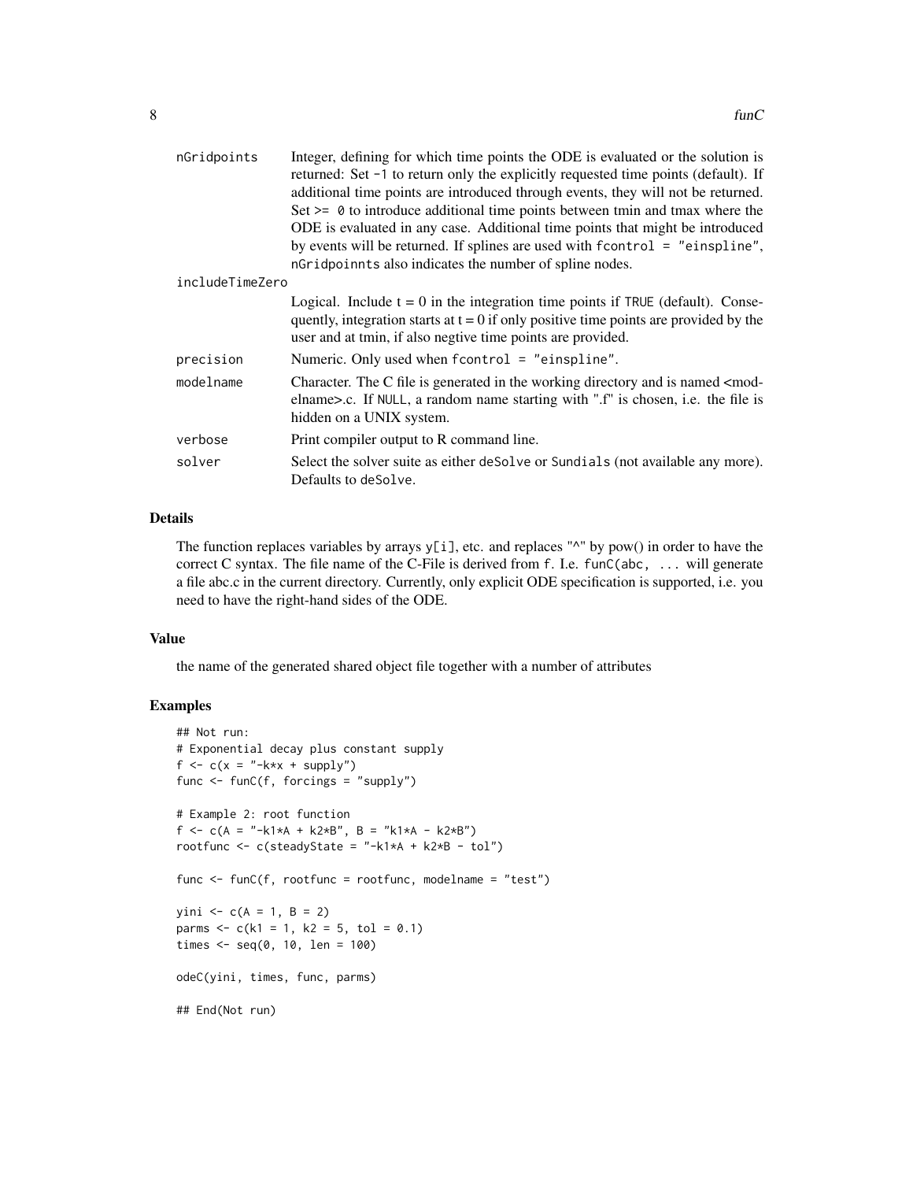| | |
|---|---|
| nGridpoints | Integer, defining for which time points the ODE is evaluated or the solution is returned: Set -1 to return only the explicitly requested time points (default). If additional time points are introduced through events, they will not be returned. Set >= 0 to introduce additional time points between tmin and tmax where the ODE is evaluated in any case. Additional time points that might be introduced by events will be returned. If splines are used with fcontrol = "einspline", nGridpoinnts also indicates the number of spline nodes. |
| includeTimeZero | Logical. Include t = 0 in the integration time points if TRUE (default). Consequently, integration starts at t = 0 if only positive time points are provided by the user and at tmin, if also negtive time points are provided. |
| precision | Numeric. Only used when fcontrol = "einspline". |
| modelname | Character. The C file is generated in the working directory and is named <modelname>.c. If NULL, a random name starting with ".f" is chosen, i.e. the file is hidden on a UNIX system. |
| verbose | Print compiler output to R command line. |
| solver | Select the solver suite as either deSolve or Sundials (not available any more). Defaults to deSolve. |

## Details

The function replaces variables by arrays y[i], etc. and replaces "^" by pow() in order to have the correct C syntax. The file name of the C-File is derived from f. I.e. funC(abc, ... will generate a file abc.c in the current directory. Currently, only explicit ODE specification is supported, i.e. you need to have the right-hand sides of the ODE.

## Value

the name of the generated shared object file together with a number of attributes

## Examples

```
## Not run:
# Exponential decay plus constant supply
f <- c(x = "-k*x + supply")
func <- funC(f, forcings = "supply")

# Example 2: root function
f <- c(A = "-k1*A + k2*B", B = "k1*A - k2*B")
rootfunc <- c(steadyState = "-k1*A + k2*B - tol")

func <- funC(f, rootfunc = rootfunc, modelname = "test")

yini <- c(A = 1, B = 2)
parms <- c(k1 = 1, k2 = 5, tol = 0.1)
times <- seq(0, 10, len = 100)

odeC(yini, times, func, parms)

## End(Not run)
```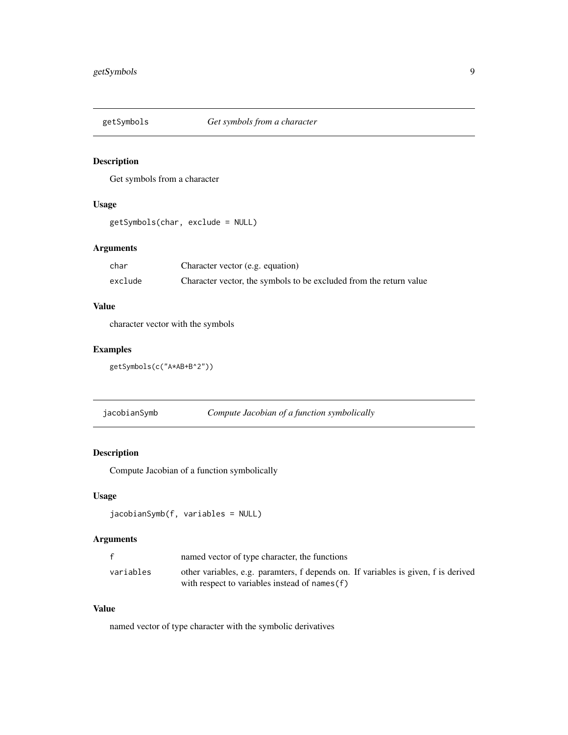## getSymbols *Get symbols from a character*

### Description

Get symbols from a character

### Usage

```
getSymbols(char, exclude = NULL)
```

### Arguments

| | |
|---|---|
| `char` | Character vector (e.g. equation) |
| `exclude` | Character vector, the symbols to be excluded from the return value |

### Value

character vector with the symbols

### Examples

```
getSymbols(c("A*AB+B^2"))
```

## jacobianSymb *Compute Jacobian of a function symbolically*

### Description

Compute Jacobian of a function symbolically

### Usage

```
jacobianSymb(f, variables = NULL)
```

### Arguments

| | |
|---|---|
| `f` | named vector of type character, the functions |
| `variables` | other variables, e.g. paramters, f depends on. If variables is given, f is derived with respect to variables instead of `names(f)` |

### Value

named vector of type character with the symbolic derivatives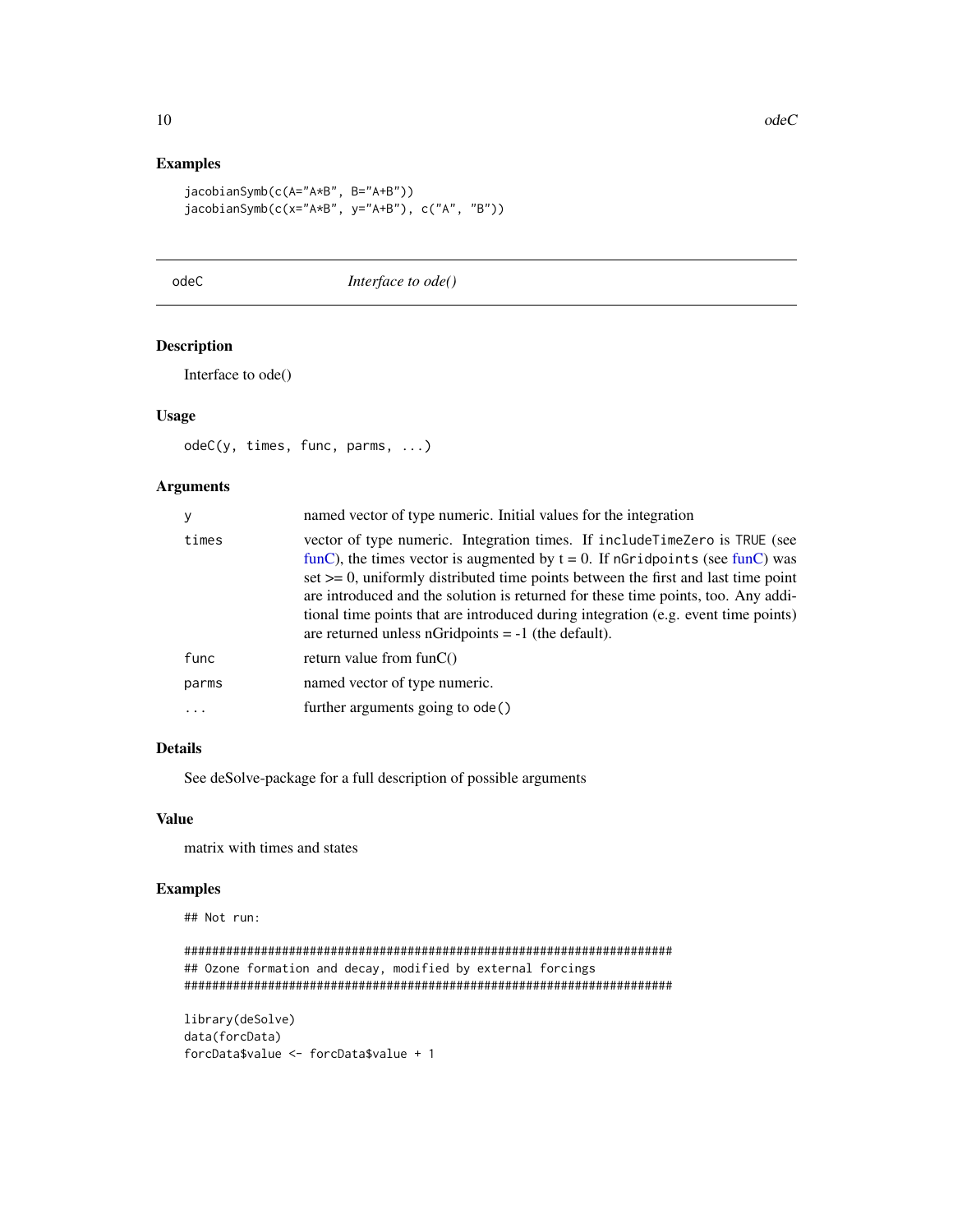## Examples

```
jacobianSymb(c(A="A*B", B="A+B"))
jacobianSymb(c(x="A*B", y="A+B"), c("A", "B"))
```

---

# odeC — *Interface to ode()*

---

## Description

Interface to ode()

## Usage

```
odeC(y, times, func, parms, ...)
```

## Arguments

| | |
|---|---|
| y | named vector of type numeric. Initial values for the integration |
| times | vector of type numeric. Integration times. If `includeTimeZero` is `TRUE` (see funC), the times vector is augmented by t = 0. If `nGridpoints` (see funC) was set >= 0, uniformly distributed time points between the first and last time point are introduced and the solution is returned for these time points, too. Any additional time points that are introduced during integration (e.g. event time points) are returned unless nGridpoints = -1 (the default). |
| func | return value from funC() |
| parms | named vector of type numeric. |
| ... | further arguments going to `ode()` |

## Details

See deSolve-package for a full description of possible arguments

## Value

matrix with times and states

## Examples

```
## Not run:

######################################################################
## Ozone formation and decay, modified by external forcings
######################################################################

library(deSolve)
data(forcData)
forcData$value <- forcData$value + 1
```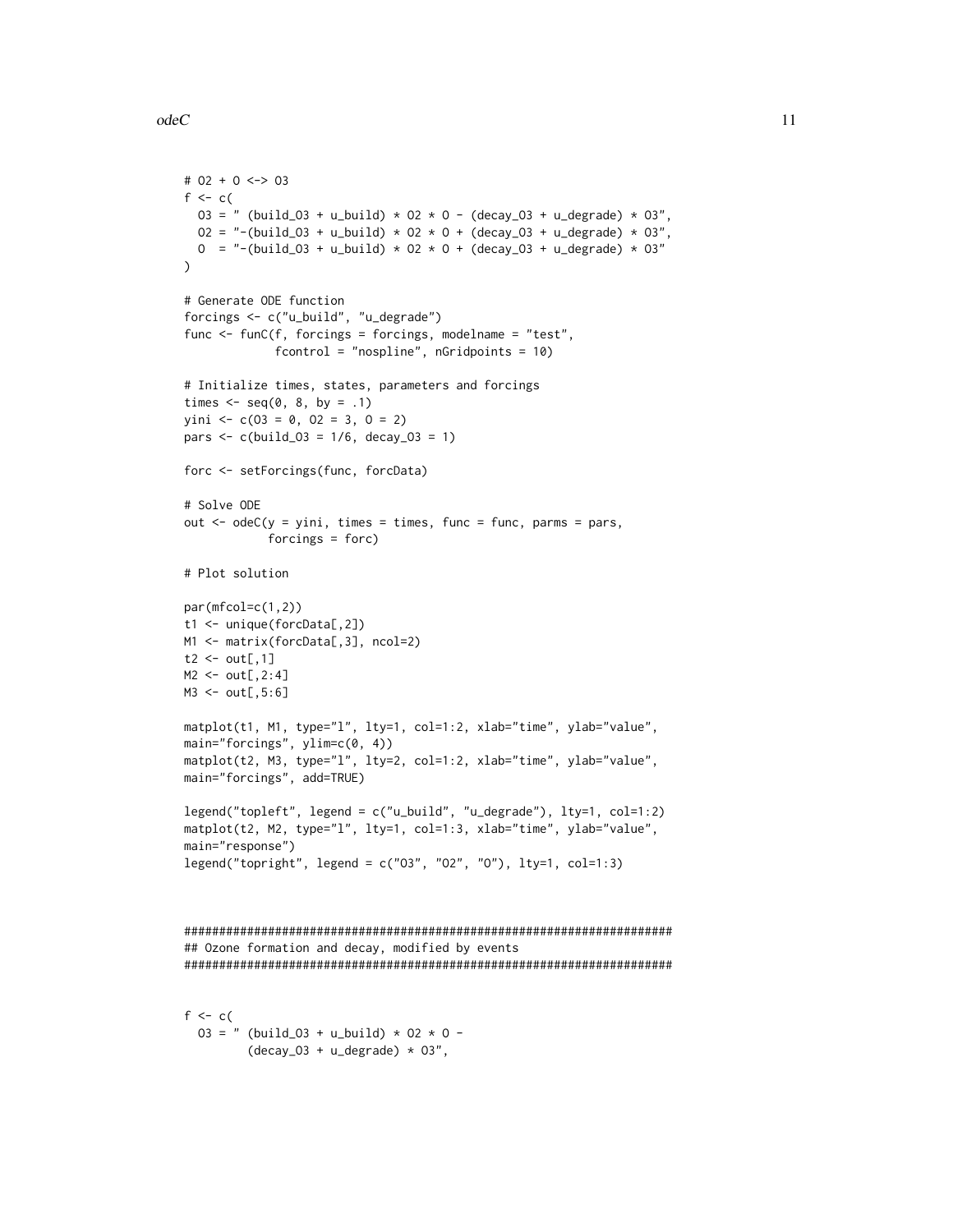```
# O2 + O <-> O3
f <- c(
  O3 = " (build_O3 + u_build) * O2 * O - (decay_O3 + u_degrade) * O3",
  O2 = "-(build_O3 + u_build) * O2 * O + (decay_O3 + u_degrade) * O3",
  O  = "-(build_O3 + u_build) * O2 * O + (decay_O3 + u_degrade) * O3"
)

# Generate ODE function
forcings <- c("u_build", "u_degrade")
func <- funC(f, forcings = forcings, modelname = "test",
             fcontrol = "nospline", nGridpoints = 10)

# Initialize times, states, parameters and forcings
times <- seq(0, 8, by = .1)
yini <- c(O3 = 0, O2 = 3, O = 2)
pars <- c(build_O3 = 1/6, decay_O3 = 1)

forc <- setForcings(func, forcData)

# Solve ODE
out <- odeC(y = yini, times = times, func = func, parms = pars,
            forcings = forc)

# Plot solution

par(mfcol=c(1,2))
t1 <- unique(forcData[,2])
M1 <- matrix(forcData[,3], ncol=2)
t2 <- out[,1]
M2 <- out[,2:4]
M3 <- out[,5:6]

matplot(t1, M1, type="l", lty=1, col=1:2, xlab="time", ylab="value",
main="forcings", ylim=c(0, 4))
matplot(t2, M3, type="l", lty=2, col=1:2, xlab="time", ylab="value",
main="forcings", add=TRUE)

legend("topleft", legend = c("u_build", "u_degrade"), lty=1, col=1:2)
matplot(t2, M2, type="l", lty=1, col=1:3, xlab="time", ylab="value",
main="response")
legend("topright", legend = c("O3", "O2", "O"), lty=1, col=1:3)



######################################################################
## Ozone formation and decay, modified by events
######################################################################


f <- c(
  O3 = " (build_O3 + u_build) * O2 * O -
         (decay_O3 + u_degrade) * O3",
```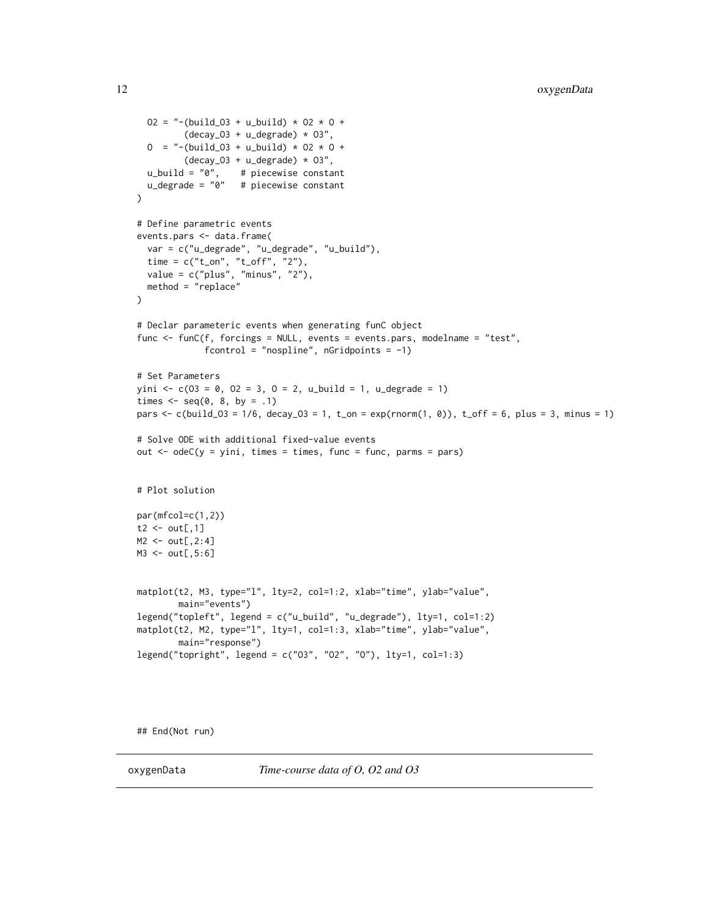```
  O2 = "-(build_O3 + u_build) * O2 * O +
        (decay_O3 + u_degrade) * O3",
  O  = "-(build_O3 + u_build) * O2 * O +
        (decay_O3 + u_degrade) * O3",
  u_build = "0",    # piecewise constant
  u_degrade = "0"   # piecewise constant
)

# Define parametric events
events.pars <- data.frame(
  var = c("u_degrade", "u_degrade", "u_build"),
  time = c("t_on", "t_off", "2"),
  value = c("plus", "minus", "2"),
  method = "replace"
)

# Declar parameteric events when generating funC object
func <- funC(f, forcings = NULL, events = events.pars, modelname = "test",
             fcontrol = "nospline", nGridpoints = -1)

# Set Parameters
yini <- c(O3 = 0, O2 = 3, O = 2, u_build = 1, u_degrade = 1)
times <- seq(0, 8, by = .1)
pars <- c(build_O3 = 1/6, decay_O3 = 1, t_on = exp(rnorm(1, 0)), t_off = 6, plus = 3, minus = 1)

# Solve ODE with additional fixed-value events
out <- odeC(y = yini, times = times, func = func, parms = pars)


# Plot solution

par(mfcol=c(1,2))
t2 <- out[,1]
M2 <- out[,2:4]
M3 <- out[,5:6]


matplot(t2, M3, type="l", lty=2, col=1:2, xlab="time", ylab="value",
        main="events")
legend("topleft", legend = c("u_build", "u_degrade"), lty=1, col=1:2)
matplot(t2, M2, type="l", lty=1, col=1:3, xlab="time", ylab="value",
        main="response")
legend("topright", legend = c("O3", "O2", "O"), lty=1, col=1:3)




## End(Not run)
```

---

## oxygenData — *Time-course data of O, O2 and O3*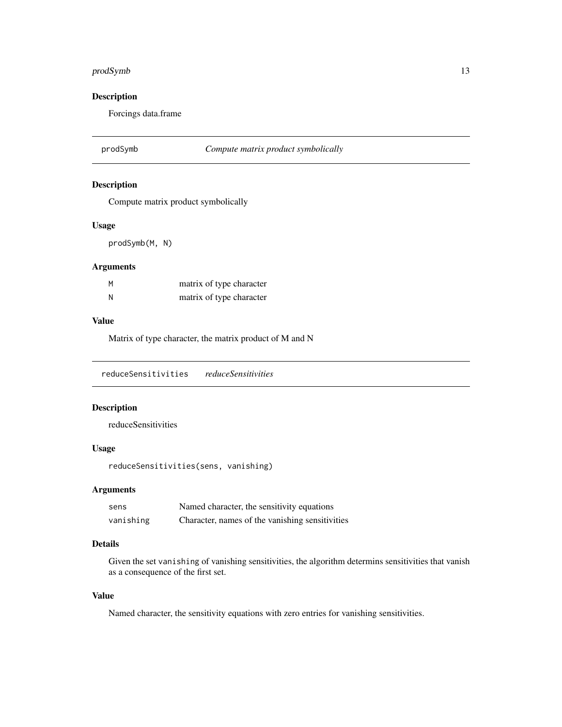### Description

Forcings data.frame

## prodSymb — *Compute matrix product symbolically*

### Description

Compute matrix product symbolically

### Usage

```
prodSymb(M, N)
```

### Arguments

| | |
|---|---|
| `M` | matrix of type character |
| `N` | matrix of type character |

### Value

Matrix of type character, the matrix product of M and N

## reduceSensitivities — *reduceSensitivities*

### Description

reduceSensitivities

### Usage

```
reduceSensitivities(sens, vanishing)
```

### Arguments

| | |
|---|---|
| `sens` | Named character, the sensitivity equations |
| `vanishing` | Character, names of the vanishing sensitivities |

### Details

Given the set `vanishing` of vanishing sensitivities, the algorithm determins sensitivities that vanish as a consequence of the first set.

### Value

Named character, the sensitivity equations with zero entries for vanishing sensitivities.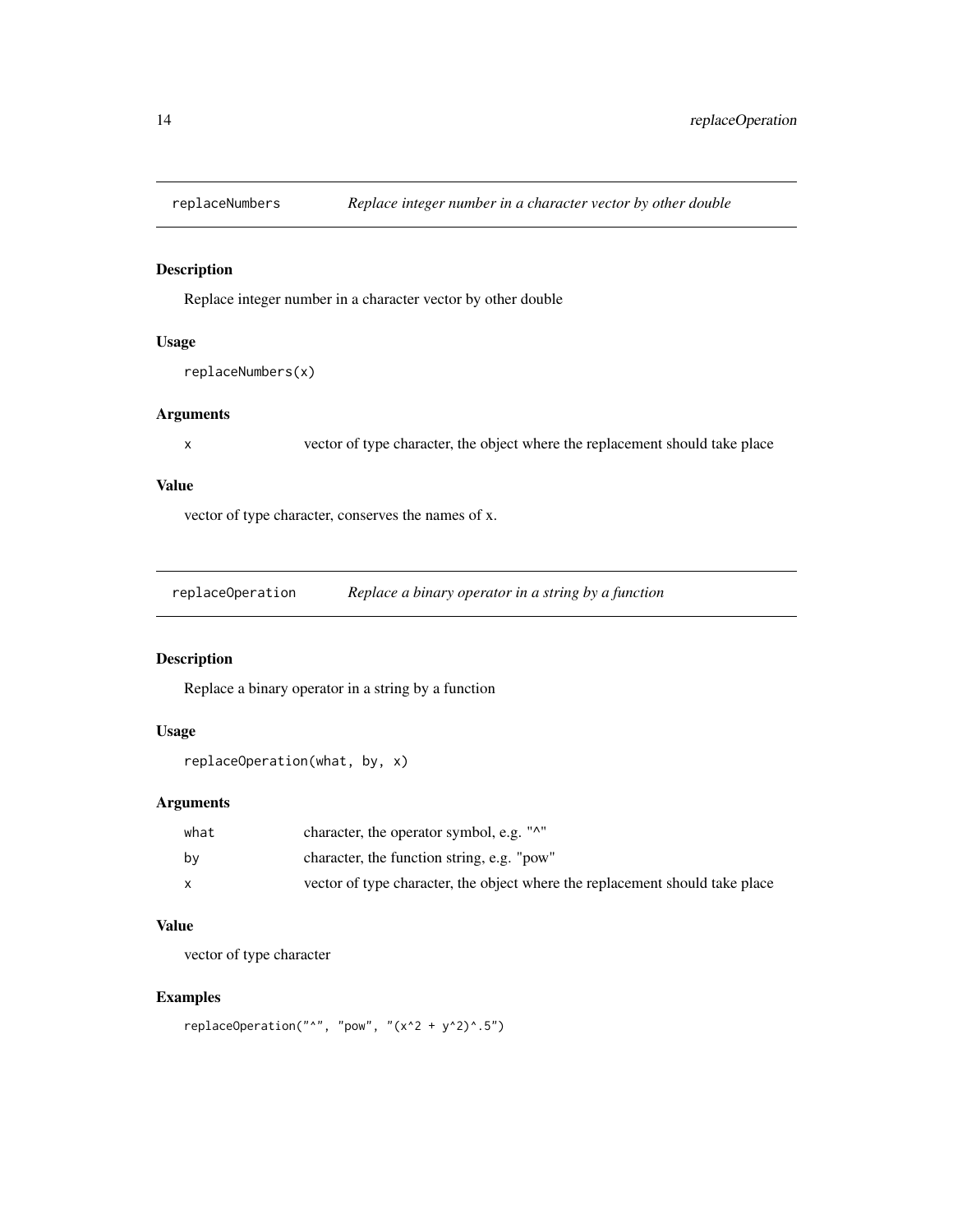## replaceNumbers — *Replace integer number in a character vector by other double*

### Description

Replace integer number in a character vector by other double

### Usage

```
replaceNumbers(x)
```

### Arguments

| | |
|---|---|
| x | vector of type character, the object where the replacement should take place |

### Value

vector of type character, conserves the names of x.

## replaceOperation — *Replace a binary operator in a string by a function*

### Description

Replace a binary operator in a string by a function

### Usage

```
replaceOperation(what, by, x)
```

### Arguments

| | |
|---|---|
| what | character, the operator symbol, e.g. "^" |
| by | character, the function string, e.g. "pow" |
| x | vector of type character, the object where the replacement should take place |

### Value

vector of type character

### Examples

```
replaceOperation("^", "pow", "(x^2 + y^2)^.5")
```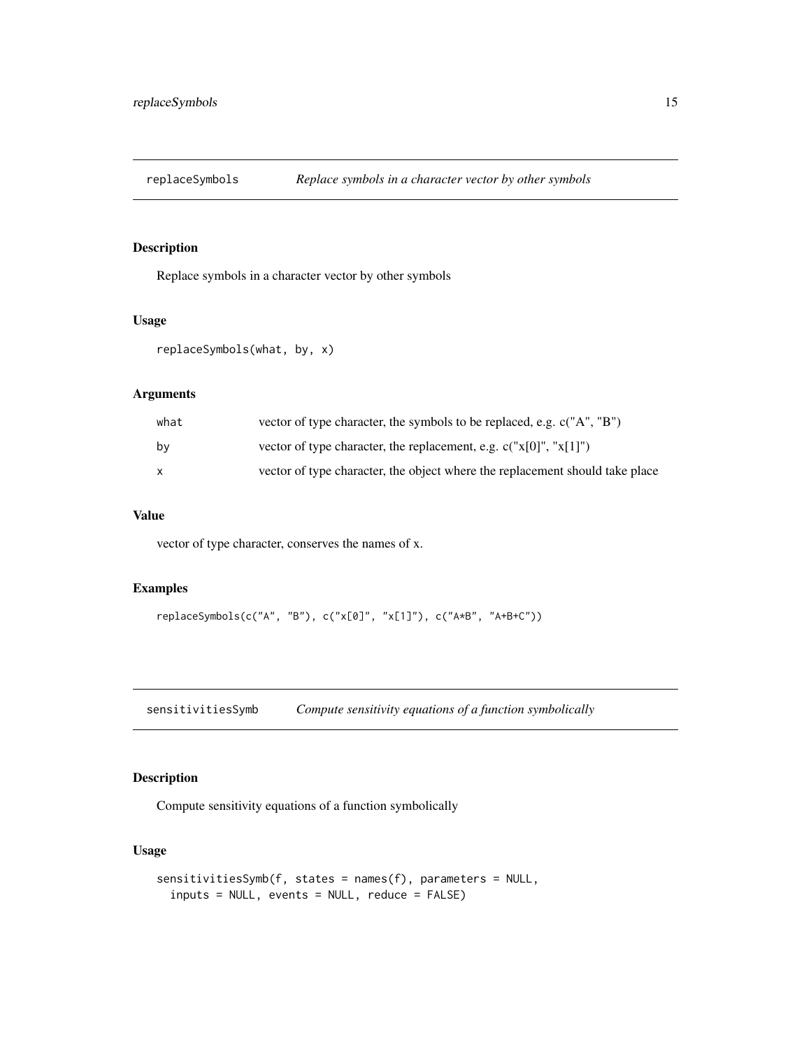## replaceSymbols — *Replace symbols in a character vector by other symbols*

### Description

Replace symbols in a character vector by other symbols

### Usage

```
replaceSymbols(what, by, x)
```

### Arguments

| | |
|---|---|
| what | vector of type character, the symbols to be replaced, e.g. c("A", "B") |
| by | vector of type character, the replacement, e.g. c("x[0]", "x[1]") |
| x | vector of type character, the object where the replacement should take place |

### Value

vector of type character, conserves the names of x.

### Examples

```
replaceSymbols(c("A", "B"), c("x[0]", "x[1]"), c("A*B", "A+B+C"))
```

## sensitivitiesSymb — *Compute sensitivity equations of a function symbolically*

### Description

Compute sensitivity equations of a function symbolically

### Usage

```
sensitivitiesSymb(f, states = names(f), parameters = NULL,
  inputs = NULL, events = NULL, reduce = FALSE)
```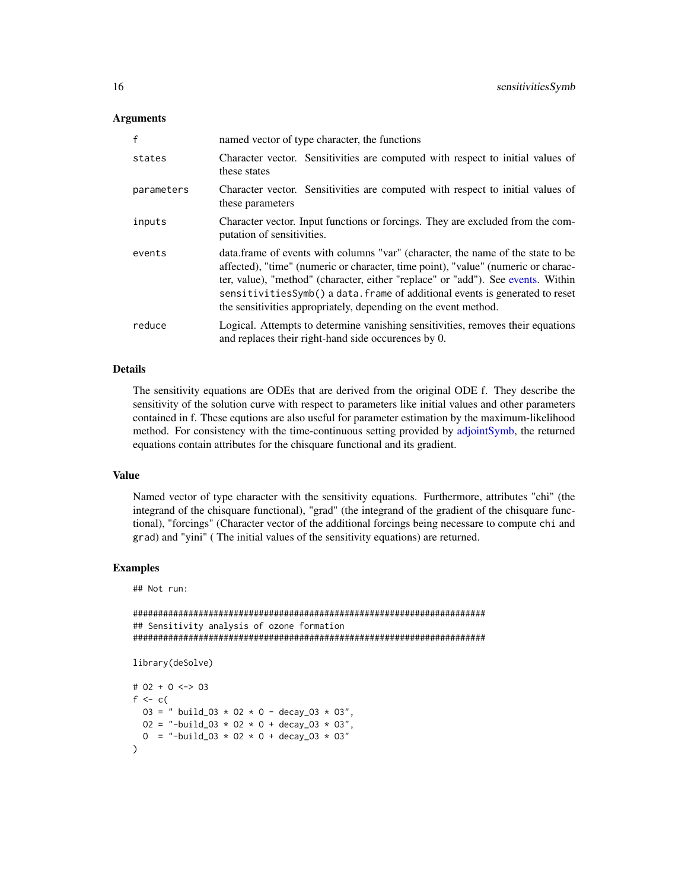### Arguments

| | |
|---|---|
| `f` | named vector of type character, the functions |
| `states` | Character vector. Sensitivities are computed with respect to initial values of these states |
| `parameters` | Character vector. Sensitivities are computed with respect to initial values of these parameters |
| `inputs` | Character vector. Input functions or forcings. They are excluded from the computation of sensitivities. |
| `events` | data.frame of events with columns "var" (character, the name of the state to be affected), "time" (numeric or character, time point), "value" (numeric or character, value), "method" (character, either "replace" or "add"). See events. Within `sensitivitiesSymb()` a `data.frame` of additional events is generated to reset the sensitivities appropriately, depending on the event method. |
| `reduce` | Logical. Attempts to determine vanishing sensitivities, removes their equations and replaces their right-hand side occurences by 0. |

### Details

The sensitivity equations are ODEs that are derived from the original ODE f. They describe the sensitivity of the solution curve with respect to parameters like initial values and other parameters contained in f. These equtions are also useful for parameter estimation by the maximum-likelihood method. For consistency with the time-continuous setting provided by adjointSymb, the returned equations contain attributes for the chisquare functional and its gradient.

### Value

Named vector of type character with the sensitivity equations. Furthermore, attributes "chi" (the integrand of the chisquare functional), "grad" (the integrand of the gradient of the chisquare functional), "forcings" (Character vector of the additional forcings being necessare to compute `chi` and `grad`) and "yini" ( The initial values of the sensitivity equations) are returned.

### Examples

```
## Not run:

######################################################################
## Sensitivity analysis of ozone formation
######################################################################

library(deSolve)

# O2 + O <-> O3
f <- c(
  O3 = " build_O3 * O2 * O - decay_O3 * O3",
  O2 = "-build_O3 * O2 * O + decay_O3 * O3",
  O  = "-build_O3 * O2 * O + decay_O3 * O3"
)
```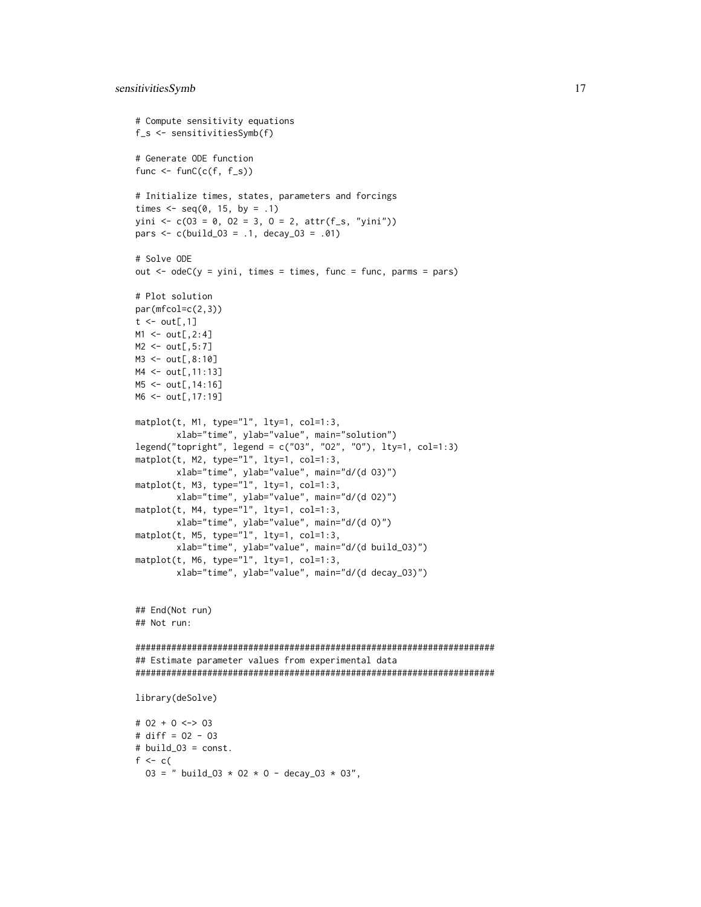```
# Compute sensitivity equations
f_s <- sensitivitiesSymb(f)

# Generate ODE function
func <- funC(c(f, f_s))

# Initialize times, states, parameters and forcings
times <- seq(0, 15, by = .1)
yini <- c(O3 = 0, O2 = 3, O = 2, attr(f_s, "yini"))
pars <- c(build_O3 = .1, decay_O3 = .01)

# Solve ODE
out <- odeC(y = yini, times = times, func = func, parms = pars)

# Plot solution
par(mfcol=c(2,3))
t <- out[,1]
M1 <- out[,2:4]
M2 <- out[,5:7]
M3 <- out[,8:10]
M4 <- out[,11:13]
M5 <- out[,14:16]
M6 <- out[,17:19]

matplot(t, M1, type="l", lty=1, col=1:3,
        xlab="time", ylab="value", main="solution")
legend("topright", legend = c("O3", "O2", "O"), lty=1, col=1:3)
matplot(t, M2, type="l", lty=1, col=1:3,
        xlab="time", ylab="value", main="d/(d O3)")
matplot(t, M3, type="l", lty=1, col=1:3,
        xlab="time", ylab="value", main="d/(d O2)")
matplot(t, M4, type="l", lty=1, col=1:3,
        xlab="time", ylab="value", main="d/(d O)")
matplot(t, M5, type="l", lty=1, col=1:3,
        xlab="time", ylab="value", main="d/(d build_O3)")
matplot(t, M6, type="l", lty=1, col=1:3,
        xlab="time", ylab="value", main="d/(d decay_O3)")


## End(Not run)
## Not run:

######################################################################
## Estimate parameter values from experimental data
######################################################################

library(deSolve)

# O2 + O <-> O3
# diff = O2 - O3
# build_O3 = const.
f <- c(
  O3 = " build_O3 * O2 * O - decay_O3 * O3",
```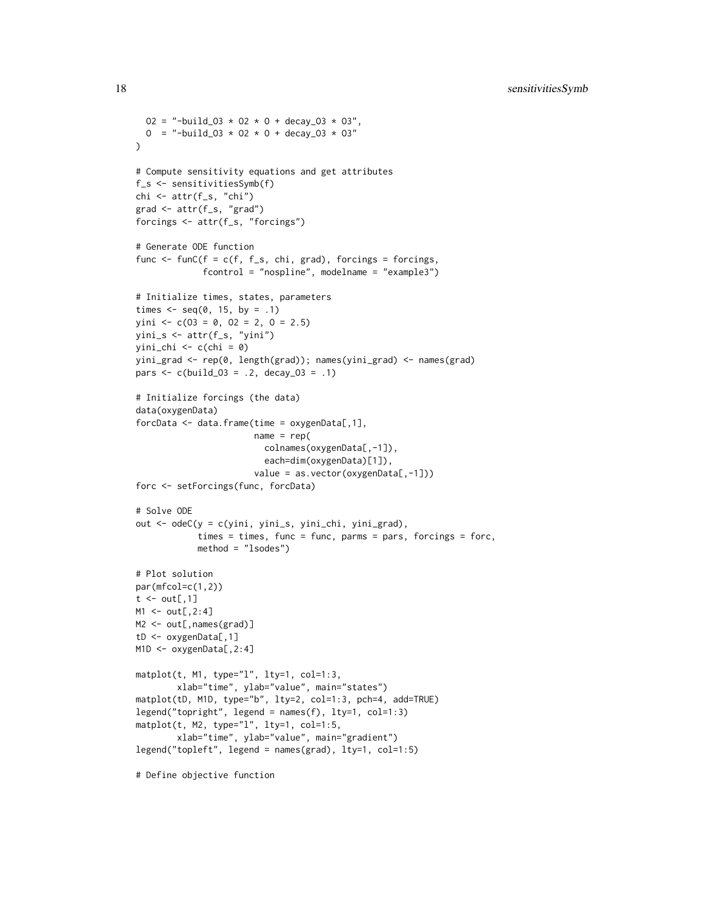```
  O2 = "-build_O3 * O2 * O + decay_O3 * O3",
  O  = "-build_O3 * O2 * O + decay_O3 * O3"
)

# Compute sensitivity equations and get attributes
f_s <- sensitivitiesSymb(f)
chi <- attr(f_s, "chi")
grad <- attr(f_s, "grad")
forcings <- attr(f_s, "forcings")

# Generate ODE function
func <- funC(f = c(f, f_s, chi, grad), forcings = forcings,
             fcontrol = "nospline", modelname = "example3")

# Initialize times, states, parameters
times <- seq(0, 15, by = .1)
yini <- c(O3 = 0, O2 = 2, O = 2.5)
yini_s <- attr(f_s, "yini")
yini_chi <- c(chi = 0)
yini_grad <- rep(0, length(grad)); names(yini_grad) <- names(grad)
pars <- c(build_O3 = .2, decay_O3 = .1)

# Initialize forcings (the data)
data(oxygenData)
forcData <- data.frame(time = oxygenData[,1],
                       name = rep(
                         colnames(oxygenData[,-1]),
                         each=dim(oxygenData)[1]),
                       value = as.vector(oxygenData[,-1]))
forc <- setForcings(func, forcData)

# Solve ODE
out <- odeC(y = c(yini, yini_s, yini_chi, yini_grad),
            times = times, func = func, parms = pars, forcings = forc,
            method = "lsodes")

# Plot solution
par(mfcol=c(1,2))
t <- out[,1]
M1 <- out[,2:4]
M2 <- out[,names(grad)]
tD <- oxygenData[,1]
M1D <- oxygenData[,2:4]

matplot(t, M1, type="l", lty=1, col=1:3,
        xlab="time", ylab="value", main="states")
matplot(tD, M1D, type="b", lty=2, col=1:3, pch=4, add=TRUE)
legend("topright", legend = names(f), lty=1, col=1:3)
matplot(t, M2, type="l", lty=1, col=1:5,
        xlab="time", ylab="value", main="gradient")
legend("topleft", legend = names(grad), lty=1, col=1:5)

# Define objective function
```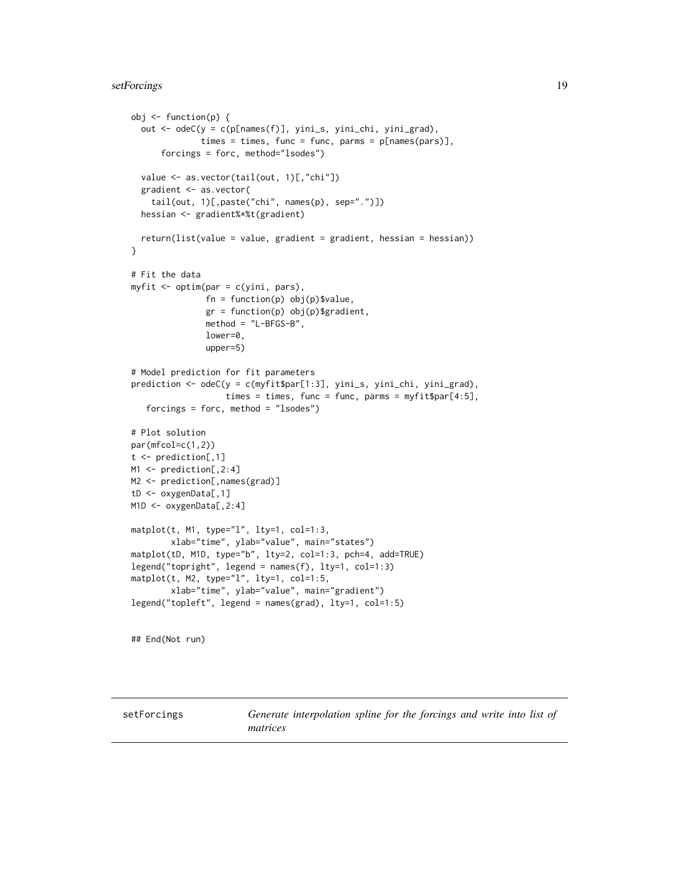```
obj <- function(p) {
  out <- odeC(y = c(p[names(f)], yini_s, yini_chi, yini_grad),
              times = times, func = func, parms = p[names(pars)],
      forcings = forc, method="lsodes")

  value <- as.vector(tail(out, 1)[,"chi"])
  gradient <- as.vector(
    tail(out, 1)[,paste("chi", names(p), sep=".")])
  hessian <- gradient%*%t(gradient)

  return(list(value = value, gradient = gradient, hessian = hessian))
}

# Fit the data
myfit <- optim(par = c(yini, pars),
               fn = function(p) obj(p)$value,
               gr = function(p) obj(p)$gradient,
               method = "L-BFGS-B",
               lower=0,
               upper=5)

# Model prediction for fit parameters
prediction <- odeC(y = c(myfit$par[1:3], yini_s, yini_chi, yini_grad),
                   times = times, func = func, parms = myfit$par[4:5],
   forcings = forc, method = "lsodes")

# Plot solution
par(mfcol=c(1,2))
t <- prediction[,1]
M1 <- prediction[,2:4]
M2 <- prediction[,names(grad)]
tD <- oxygenData[,1]
M1D <- oxygenData[,2:4]

matplot(t, M1, type="l", lty=1, col=1:3,
        xlab="time", ylab="value", main="states")
matplot(tD, M1D, type="b", lty=2, col=1:3, pch=4, add=TRUE)
legend("topright", legend = names(f), lty=1, col=1:3)
matplot(t, M2, type="l", lty=1, col=1:5,
        xlab="time", ylab="value", main="gradient")
legend("topleft", legend = names(grad), lty=1, col=1:5)


## End(Not run)
```

---

setForcings — *Generate interpolation spline for the forcings and write into list of matrices*

---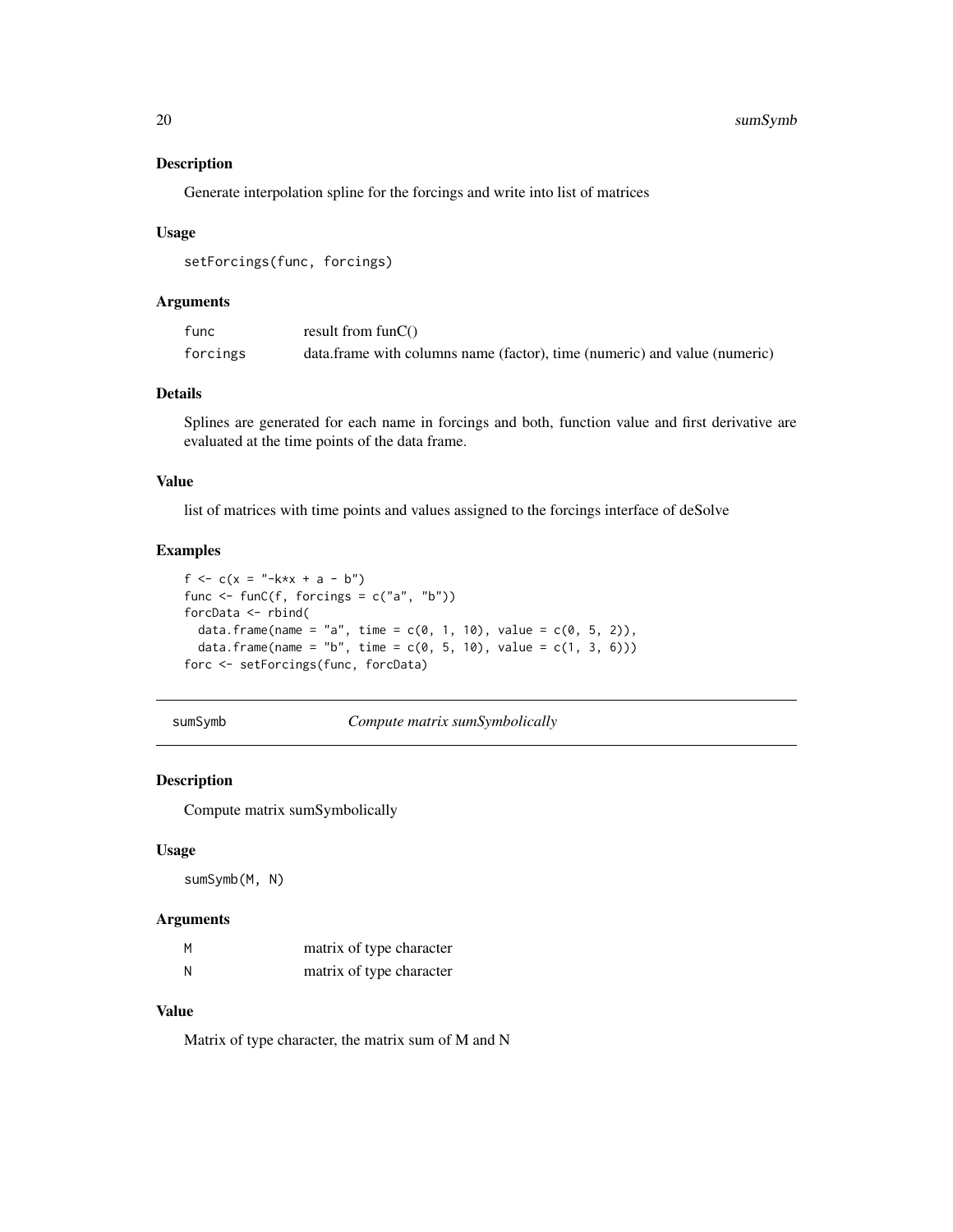## Description

Generate interpolation spline for the forcings and write into list of matrices

## Usage

```
setForcings(func, forcings)
```

## Arguments

| | |
|---|---|
| func | result from funC() |
| forcings | data.frame with columns name (factor), time (numeric) and value (numeric) |

## Details

Splines are generated for each name in forcings and both, function value and first derivative are evaluated at the time points of the data frame.

## Value

list of matrices with time points and values assigned to the forcings interface of deSolve

## Examples

```
f <- c(x = "-k*x + a - b")
func <- funC(f, forcings = c("a", "b"))
forcData <- rbind(
  data.frame(name = "a", time = c(0, 1, 10), value = c(0, 5, 2)),
  data.frame(name = "b", time = c(0, 5, 10), value = c(1, 3, 6)))
forc <- setForcings(func, forcData)
```

---

# sumSymb    *Compute matrix sumSymbolically*

---

## Description

Compute matrix sumSymbolically

## Usage

```
sumSymb(M, N)
```

## Arguments

| | |
|---|---|
| M | matrix of type character |
| N | matrix of type character |

## Value

Matrix of type character, the matrix sum of M and N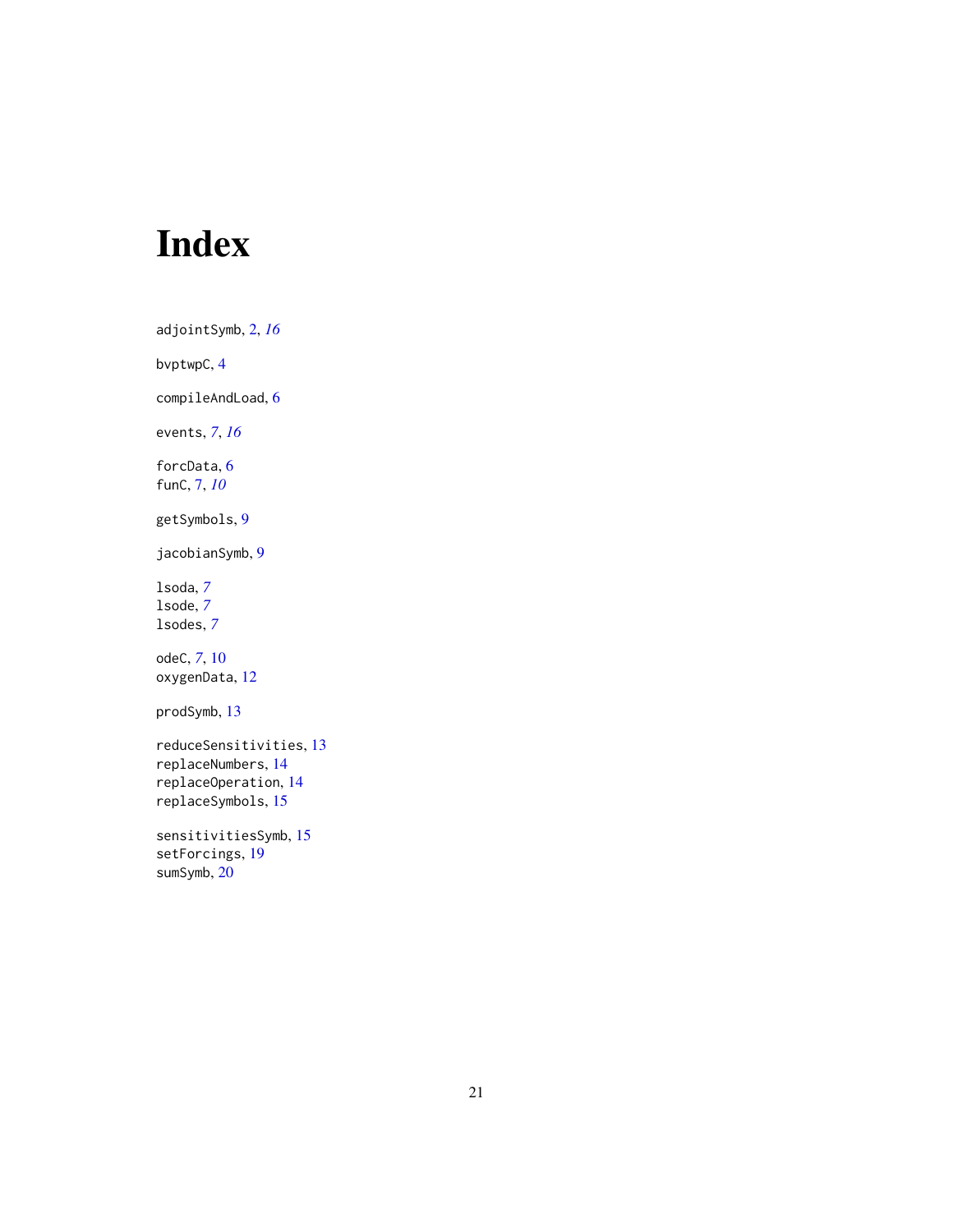# Index

adjointSymb, 2, *16*

bvptwpC, 4

compileAndLoad, 6

events, *7*, *16*

forcData, 6
funC, 7, *10*

getSymbols, 9

jacobianSymb, 9

lsoda, *7*
lsode, *7*
lsodes, *7*

odeC, *7*, 10
oxygenData, 12

prodSymb, 13

reduceSensitivities, 13
replaceNumbers, 14
replaceOperation, 14
replaceSymbols, 15

sensitivitiesSymb, 15
setForcings, 19
sumSymb, 20